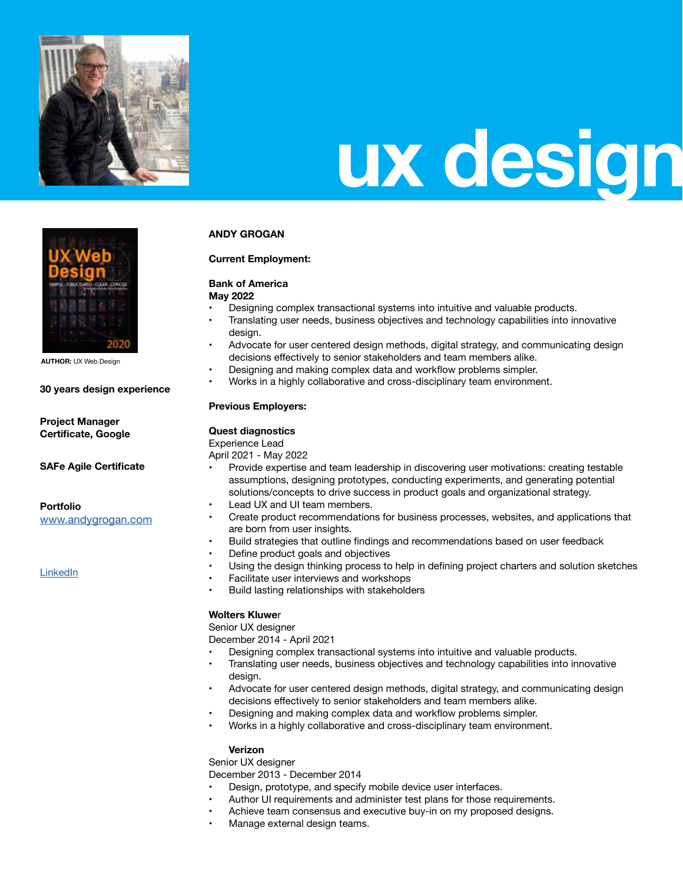# ux design

**AUTHOR:** UX Web Design

**30 years design experience**

**Project Manager Certificate, Google**

**SAFe Agile Certificate**

**Portfolio**
[www.andygrogan.com](www.andygrogan.com)

[LinkedIn]()

**ANDY GROGAN**

**Current Employment:**

**Bank of America**
**May 2022**

- Designing complex transactional systems into intuitive and valuable products.
- Translating user needs, business objectives and technology capabilities into innovative design.
- Advocate for user centered design methods, digital strategy, and communicating design decisions effectively to senior stakeholders and team members alike.
- Designing and making complex data and workflow problems simpler.
- Works in a highly collaborative and cross-disciplinary team environment.

**Previous Employers:**

**Quest diagnostics**
Experience Lead
April 2021 - May 2022

- Provide expertise and team leadership in discovering user motivations: creating testable assumptions, designing prototypes, conducting experiments, and generating potential solutions/concepts to drive success in product goals and organizational strategy.
- Lead UX and UI team members.
- Create product recommendations for business processes, websites, and applications that are born from user insights.
- Build strategies that outline findings and recommendations based on user feedback
- Define product goals and objectives
- Using the design thinking process to help in defining project charters and solution sketches
- Facilitate user interviews and workshops
- Build lasting relationships with stakeholders

**Wolters Kluwer**
Senior UX designer
December 2014 - April 2021

- Designing complex transactional systems into intuitive and valuable products.
- Translating user needs, business objectives and technology capabilities into innovative design.
- Advocate for user centered design methods, digital strategy, and communicating design decisions effectively to senior stakeholders and team members alike.
- Designing and making complex data and workflow problems simpler.
- Works in a highly collaborative and cross-disciplinary team environment.

**Verizon**
Senior UX designer
December 2013 - December 2014

- Design, prototype, and specify mobile device user interfaces.
- Author UI requirements and administer test plans for those requirements.
- Achieve team consensus and executive buy-in on my proposed designs.
- Manage external design teams.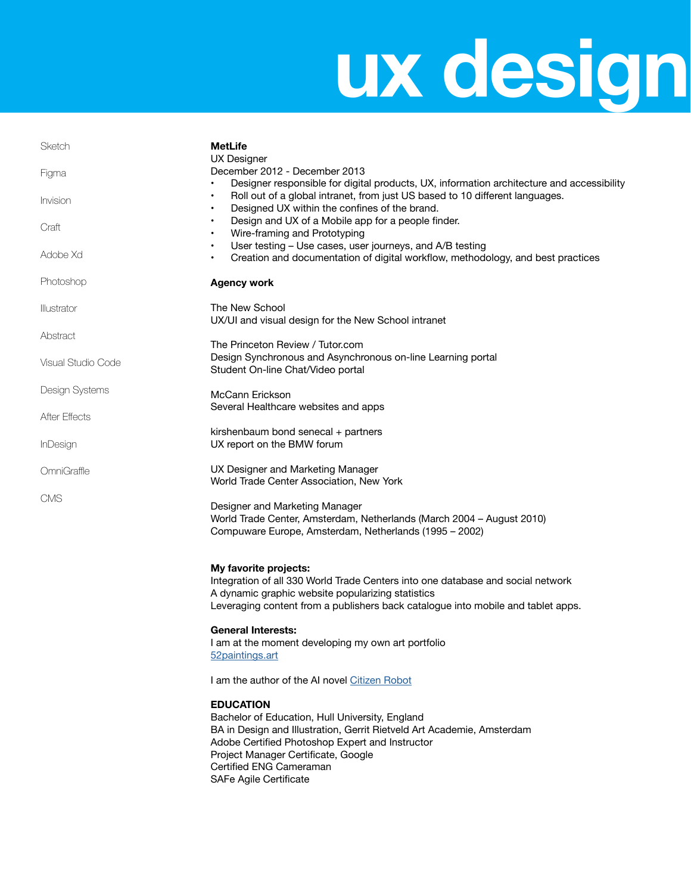# ux design

Sketch

Figma

Invision

Craft

Adobe Xd

Photoshop

Illustrator

Abstract

Visual Studio Code

Design Systems

After Effects

InDesign

OmniGraffle

CMS

**MetLife**
UX Designer
December 2012 - December 2013

- Designer responsible for digital products, UX, information architecture and accessibility
- Roll out of a global intranet, from just US based to 10 different languages.
- Designed UX within the confines of the brand.
- Design and UX of a Mobile app for a people finder.
- Wire-framing and Prototyping
- User testing – Use cases, user journeys, and A/B testing
- Creation and documentation of digital workflow, methodology, and best practices

**Agency work**

The New School
UX/UI and visual design for the New School intranet

The Princeton Review / Tutor.com
Design Synchronous and Asynchronous on-line Learning portal
Student On-line Chat/Video portal

McCann Erickson
Several Healthcare websites and apps

kirshenbaum bond senecal + partners
UX report on the BMW forum

UX Designer and Marketing Manager
World Trade Center Association, New York

Designer and Marketing Manager
World Trade Center, Amsterdam, Netherlands (March 2004 – August 2010)
Compuware Europe, Amsterdam, Netherlands (1995 – 2002)

**My favorite projects:**
Integration of all 330 World Trade Centers into one database and social network
A dynamic graphic website popularizing statistics
Leveraging content from a publishers back catalogue into mobile and tablet apps.

**General Interests:**
I am at the moment developing my own art portfolio
52paintings.art

I am the author of the AI novel Citizen Robot

**EDUCATION**
Bachelor of Education, Hull University, England
BA in Design and Illustration, Gerrit Rietveld Art Academie, Amsterdam
Adobe Certified Photoshop Expert and Instructor
Project Manager Certificate, Google
Certified ENG Cameraman
SAFe Agile Certificate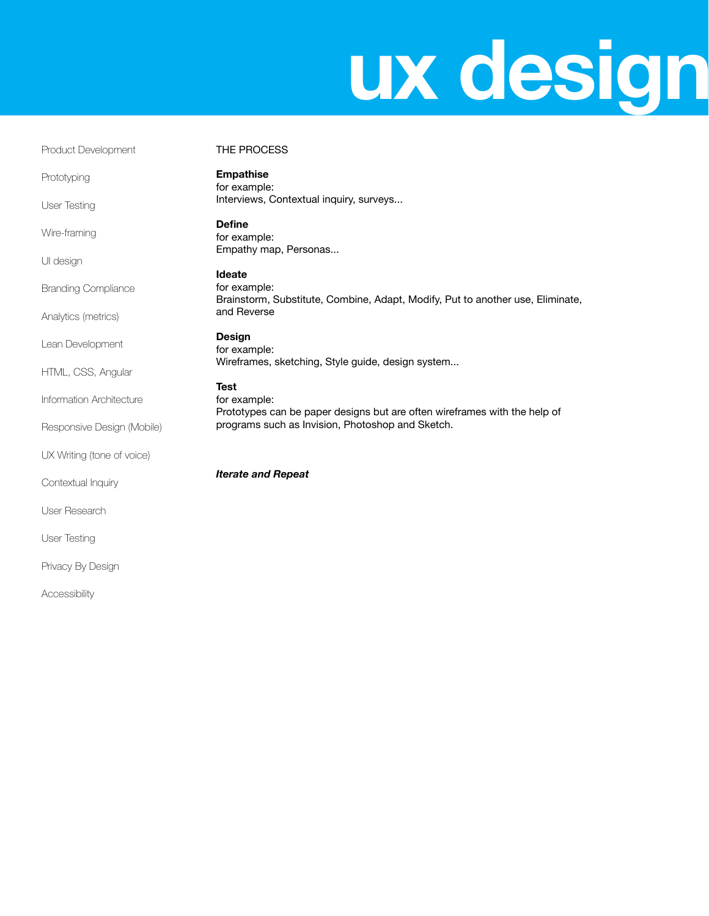# ux design

Product Development

Prototyping

User Testing

Wire-framing

UI design

Branding Compliance

Analytics (metrics)

Lean Development

HTML, CSS, Angular

Information Architecture

Responsive Design (Mobile)

UX Writing (tone of voice)

Contextual Inquiry

User Research

User Testing

Privacy By Design

Accessibility

THE PROCESS

**Empathise**
for example:
Interviews, Contextual inquiry, surveys...

**Define**
for example:
Empathy map, Personas...

**Ideate**
for example:
Brainstorm, Substitute, Combine, Adapt, Modify, Put to another use, Eliminate, and Reverse

**Design**
for example:
Wireframes, sketching, Style guide, design system...

**Test**
for example:
Prototypes can be paper designs but are often wireframes with the help of programs such as Invision, Photoshop and Sketch.

***Iterate and Repeat***